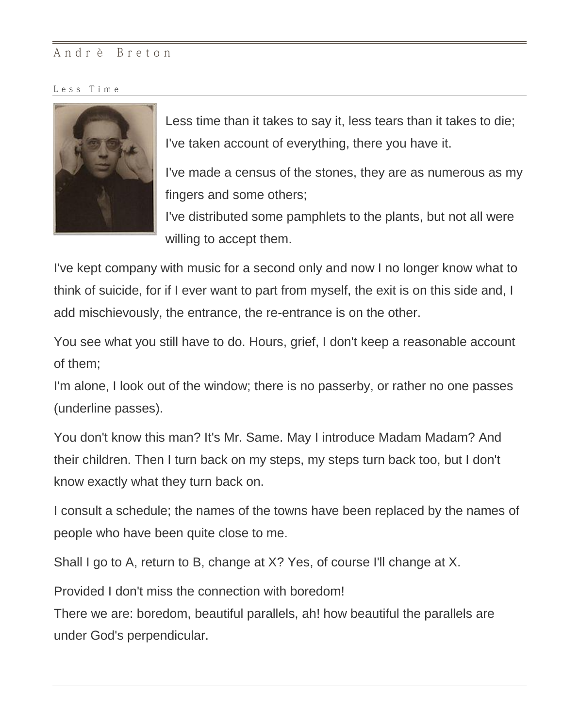# Andrè Breton

## Less Time

Less time than it takes to say it, less tears than it takes to die;
I've taken account of everything, there you have it.

I've made a census of the stones, they are as numerous as my fingers and some others;
I've distributed some pamphlets to the plants, but not all were willing to accept them.

I've kept company with music for a second only and now I no longer know what to think of suicide, for if I ever want to part from myself, the exit is on this side and, I add mischievously, the entrance, the re-entrance is on the other.

You see what you still have to do. Hours, grief, I don't keep a reasonable account of them;
I'm alone, I look out of the window; there is no passerby, or rather no one passes (underline passes).

You don't know this man? It's Mr. Same. May I introduce Madam Madam? And their children. Then I turn back on my steps, my steps turn back too, but I don't know exactly what they turn back on.

I consult a schedule; the names of the towns have been replaced by the names of people who have been quite close to me.

Shall I go to A, return to B, change at X? Yes, of course I'll change at X.

Provided I don't miss the connection with boredom!
There we are: boredom, beautiful parallels, ah! how beautiful the parallels are under God's perpendicular.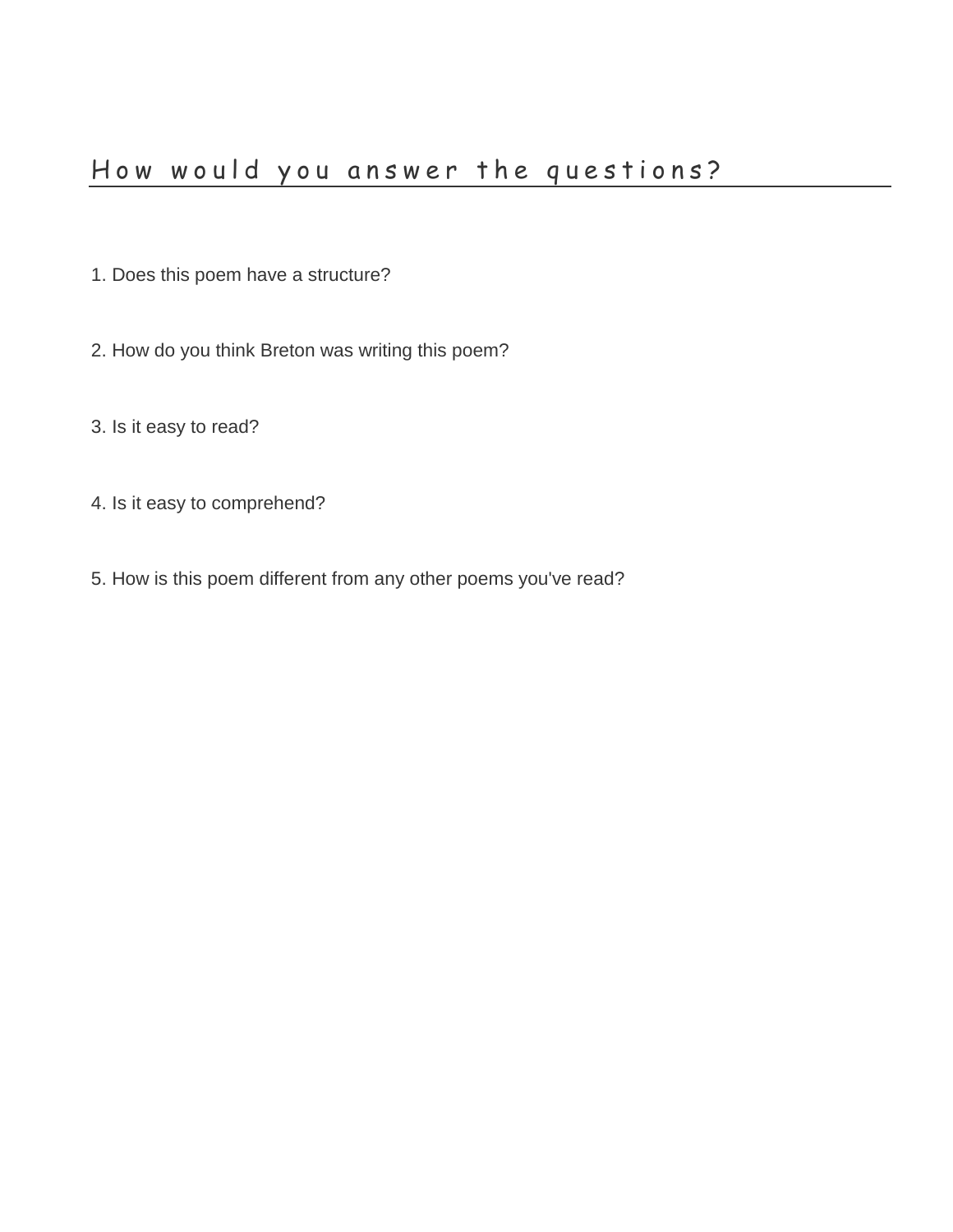## How would you answer the questions?

1. Does this poem have a structure?

2. How do you think Breton was writing this poem?

3. Is it easy to read?

4. Is it easy to comprehend?

5. How is this poem different from any other poems you've read?